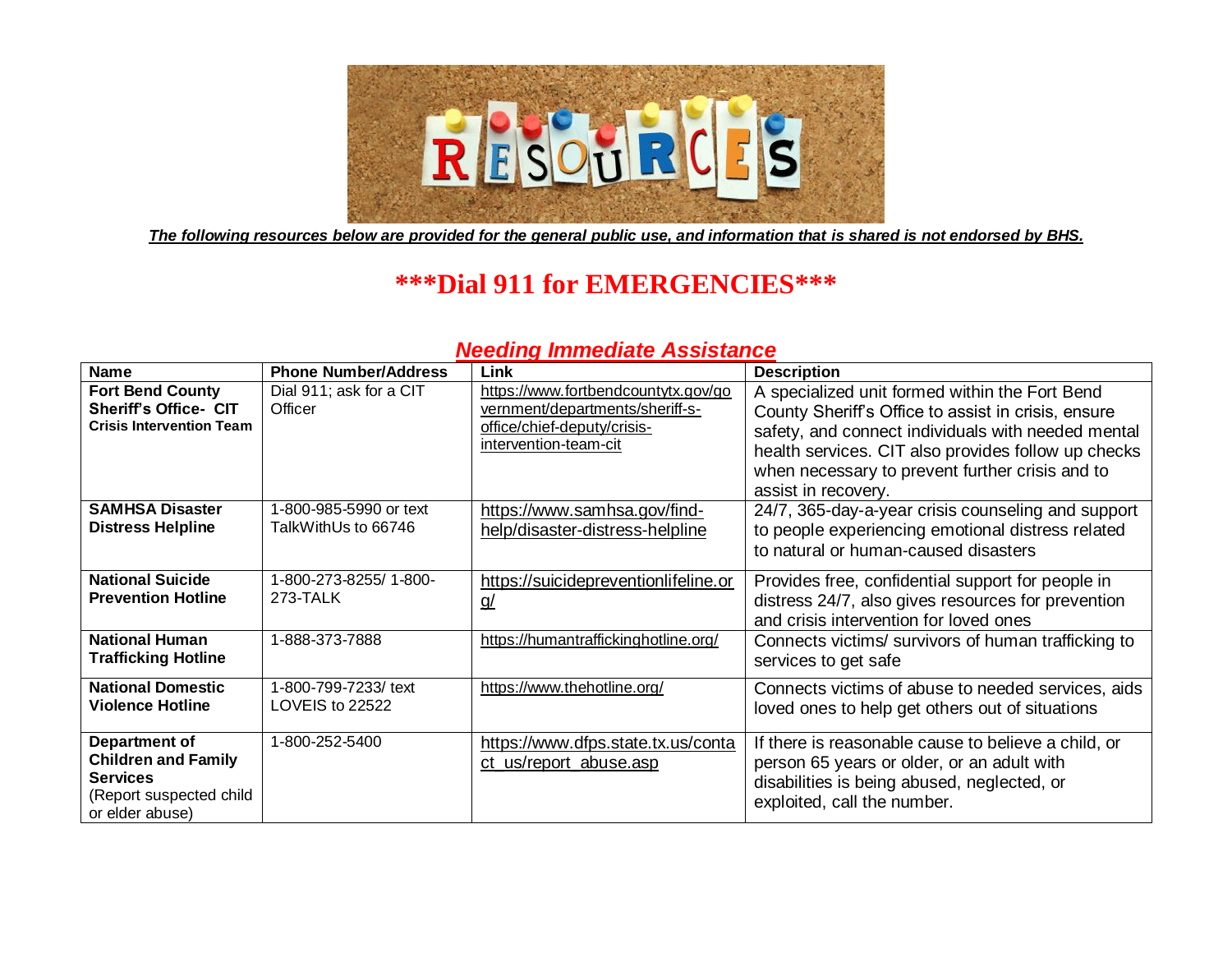***The following resources below are provided for the general public use, and information that is shared is not endorsed by BHS.***

# ***Dial 911 for EMERGENCIES***

## ***Needing Immediate Assistance***

| Name | Phone Number/Address | Link | Description |
|---|---|---|---|
| **Fort Bend County Sheriff's Office- CIT Crisis Intervention Team** | Dial 911; ask for a CIT Officer | https://www.fortbendcountytx.gov/government/departments/sheriff-s-office/chief-deputy/crisis-intervention-team-cit | A specialized unit formed within the Fort Bend County Sheriff's Office to assist in crisis, ensure safety, and connect individuals with needed mental health services. CIT also provides follow up checks when necessary to prevent further crisis and to assist in recovery. |
| **SAMHSA Disaster Distress Helpline** | 1-800-985-5990 or text TalkWithUs to 66746 | https://www.samhsa.gov/find-help/disaster-distress-helpline | 24/7, 365-day-a-year crisis counseling and support to people experiencing emotional distress related to natural or human-caused disasters |
| **National Suicide Prevention Hotline** | 1-800-273-8255/ 1-800-273-TALK | https://suicidepreventionlifeline.org/ | Provides free, confidential support for people in distress 24/7, also gives resources for prevention and crisis intervention for loved ones |
| **National Human Trafficking Hotline** | 1-888-373-7888 | https://humantraffickinghotline.org/ | Connects victims/ survivors of human trafficking to services to get safe |
| **National Domestic Violence Hotline** | 1-800-799-7233/ text LOVEIS to 22522 | https://www.thehotline.org/ | Connects victims of abuse to needed services, aids loved ones to help get others out of situations |
| **Department of Children and Family Services** (Report suspected child or elder abuse) | 1-800-252-5400 | https://www.dfps.state.tx.us/contact_us/report_abuse.asp | If there is reasonable cause to believe a child, or person 65 years or older, or an adult with disabilities is being abused, neglected, or exploited, call the number. |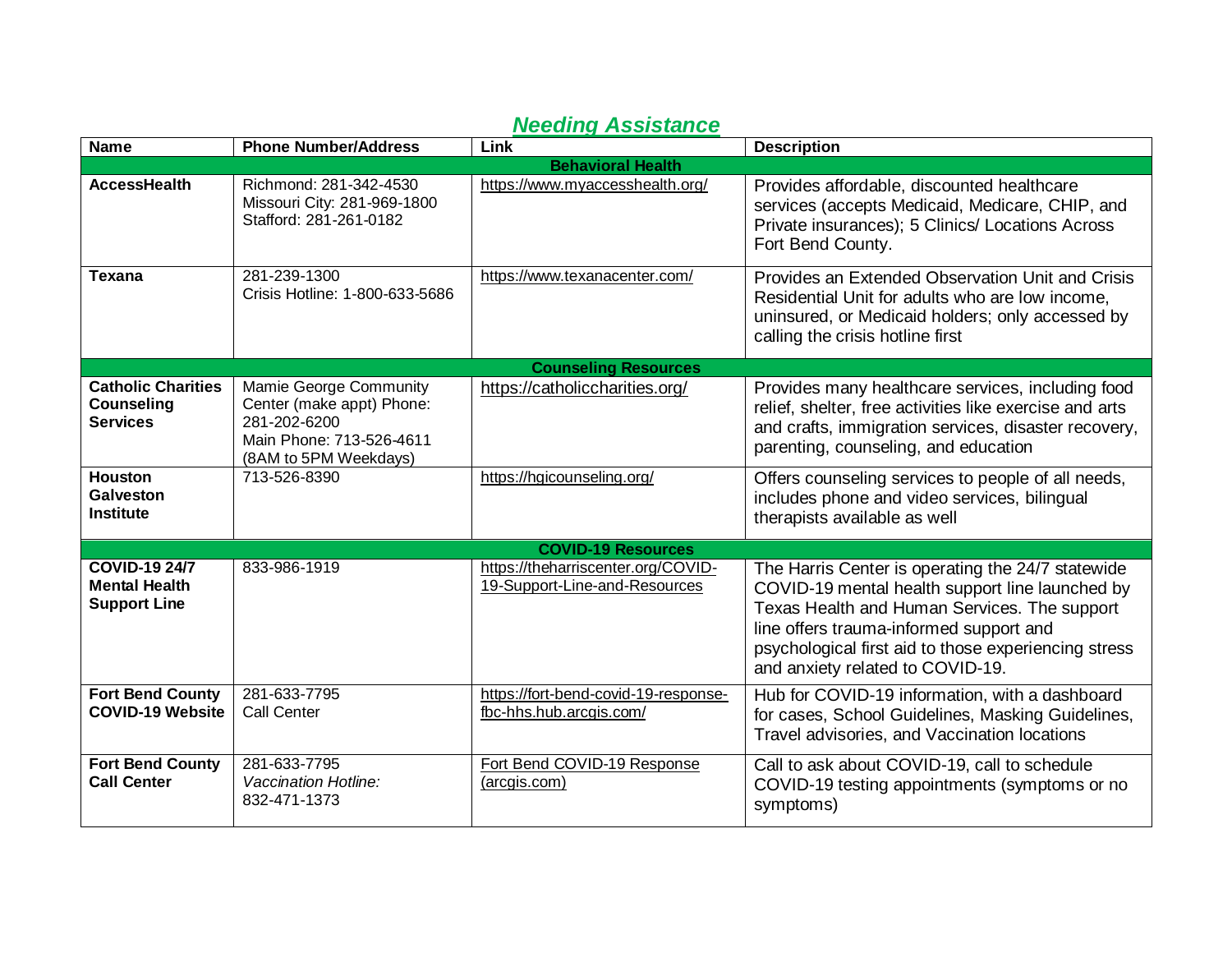## ***Needing Assistance***

| Name | Phone Number/Address | Link | Description |
|---|---|---|---|
| **Behavioral Health** | | | |
| **AccessHealth** | Richmond: 281-342-4530<br>Missouri City: 281-969-1800<br>Stafford: 281-261-0182 | https://www.myaccesshealth.org/ | Provides affordable, discounted healthcare services (accepts Medicaid, Medicare, CHIP, and Private insurances); 5 Clinics/ Locations Across Fort Bend County. |
| **Texana** | 281-239-1300<br>Crisis Hotline: 1-800-633-5686 | https://www.texanacenter.com/ | Provides an Extended Observation Unit and Crisis Residential Unit for adults who are low income, uninsured, or Medicaid holders; only accessed by calling the crisis hotline first |
| **Counseling Resources** | | | |
| **Catholic Charities Counseling Services** | Mamie George Community Center (make appt) Phone: 281-202-6200<br>Main Phone: 713-526-4611 (8AM to 5PM Weekdays) | https://catholiccharities.org/ | Provides many healthcare services, including food relief, shelter, free activities like exercise and arts and crafts, immigration services, disaster recovery, parenting, counseling, and education |
| **Houston Galveston Institute** | 713-526-8390 | https://hgicounseling.org/ | Offers counseling services to people of all needs, includes phone and video services, bilingual therapists available as well |
| **COVID-19 Resources** | | | |
| **COVID-19 24/7 Mental Health Support Line** | 833-986-1919 | https://theharriscenter.org/COVID-19-Support-Line-and-Resources | The Harris Center is operating the 24/7 statewide COVID-19 mental health support line launched by Texas Health and Human Services. The support line offers trauma-informed support and psychological first aid to those experiencing stress and anxiety related to COVID-19. |
| **Fort Bend County COVID-19 Website** | 281-633-7795<br>Call Center | https://fort-bend-covid-19-response-fbc-hhs.hub.arcgis.com/ | Hub for COVID-19 information, with a dashboard for cases, School Guidelines, Masking Guidelines, Travel advisories, and Vaccination locations |
| **Fort Bend County Call Center** | 281-633-7795<br>*Vaccination Hotline:*<br>832-471-1373 | Fort Bend COVID-19 Response (arcgis.com) | Call to ask about COVID-19, call to schedule COVID-19 testing appointments (symptoms or no symptoms) |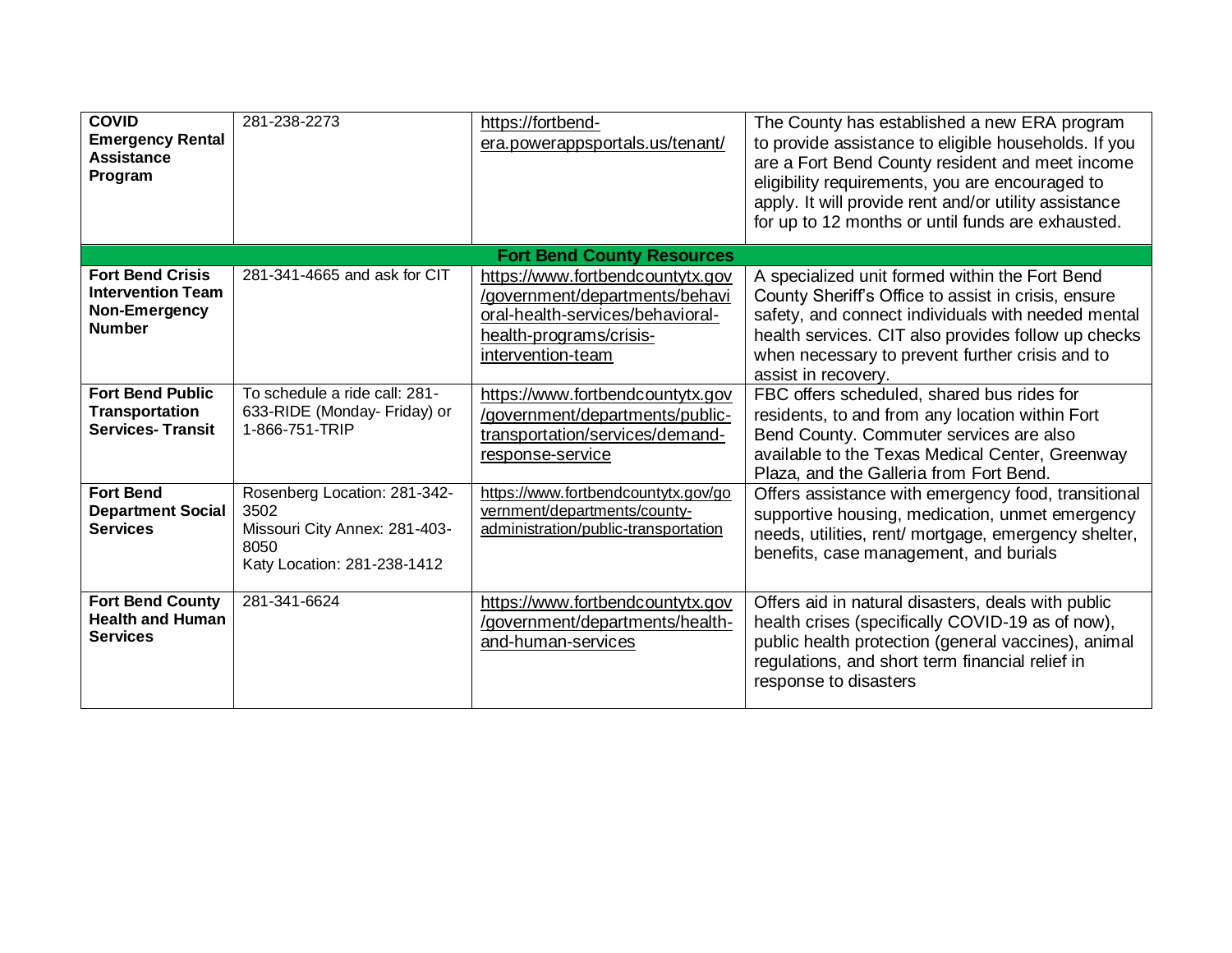| | | | |
|---|---|---|---|
| **COVID Emergency Rental Assistance Program** | 281-238-2273 | https://fortbend-era.powerappsportals.us/tenant/ | The County has established a new ERA program to provide assistance to eligible households. If you are a Fort Bend County resident and meet income eligibility requirements, you are encouraged to apply. It will provide rent and/or utility assistance for up to 12 months or until funds are exhausted. |
| **Fort Bend County Resources** | | | |
| **Fort Bend Crisis Intervention Team Non-Emergency Number** | 281-341-4665 and ask for CIT | https://www.fortbendcountytx.gov/government/departments/behavioral-health-services/behavioral-health-programs/crisis-intervention-team | A specialized unit formed within the Fort Bend County Sheriff's Office to assist in crisis, ensure safety, and connect individuals with needed mental health services. CIT also provides follow up checks when necessary to prevent further crisis and to assist in recovery. |
| **Fort Bend Public Transportation Services- Transit** | To schedule a ride call: 281-633-RIDE (Monday- Friday) or 1-866-751-TRIP | https://www.fortbendcountytx.gov/government/departments/public-transportation/services/demand-response-service | FBC offers scheduled, shared bus rides for residents, to and from any location within Fort Bend County. Commuter services are also available to the Texas Medical Center, Greenway Plaza, and the Galleria from Fort Bend. |
| **Fort Bend Department Social Services** | Rosenberg Location: 281-342-3502<br>Missouri City Annex: 281-403-8050<br>Katy Location: 281-238-1412 | https://www.fortbendcountytx.gov/government/departments/county-administration/public-transportation | Offers assistance with emergency food, transitional supportive housing, medication, unmet emergency needs, utilities, rent/ mortgage, emergency shelter, benefits, case management, and burials |
| **Fort Bend County Health and Human Services** | 281-341-6624 | https://www.fortbendcountytx.gov/government/departments/health-and-human-services | Offers aid in natural disasters, deals with public health crises (specifically COVID-19 as of now), public health protection (general vaccines), animal regulations, and short term financial relief in response to disasters |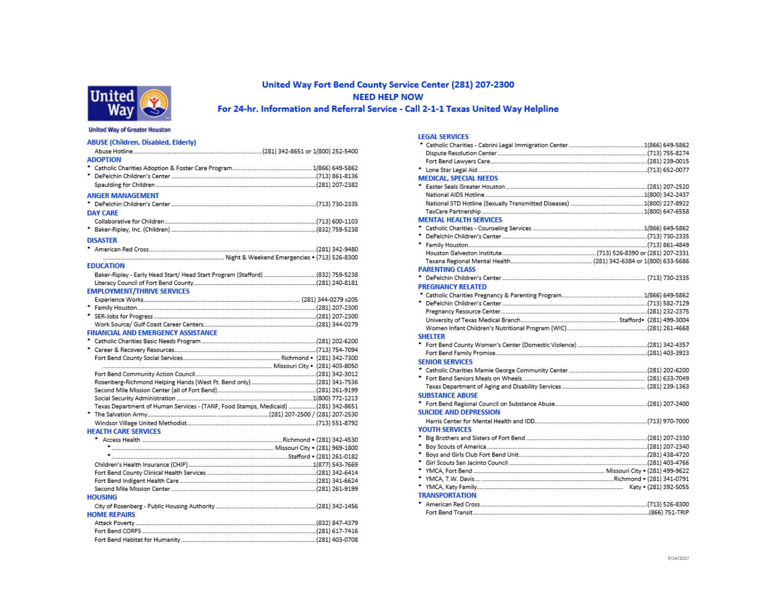United Way of Greater Houston

# United Way Fort Bend County Service Center (281) 207-2300

## NEED HELP NOW

## For 24-hr. Information and Referral Service - Call 2-1-1 Texas United Way Helpline

### ABUSE (Children, Disabled, Elderly)

Abuse Hotline ............ (281) 342-8651 or 1/(800) 252-5400

### ADOPTION

* Catholic Charities Adoption & Foster Care Program ............ 1(866) 649-5862
* DePelchin Children's Center ............ (713) 861-8136

Spaulding for Children ............ (281) 207-2382

### ANGER MANAGEMENT

* DePelchin Children's Center ............ (713) 730-2335

### DAY CARE

Collaborative for Children ............ (713) 600-1103

* Baker-Ripley, Inc. (Children) ............ (832) 759-5238

### DISASTER

* American Red Cross ............ (281) 342-9480

............ Night & Weekend Emergencies • (713) 526-8300

### EDUCATION

Baker-Ripley - Early Head Start/ Head Start Program (Stafford) ............ (832) 759-5238

Literacy Council of Fort Bend County ............ (281) 240-8181

### EMPLOYMENT/THRIVE SERVICES

Experience Works ............ (281) 344-0279 x205

* Family Houston ............ (281) 207-2300
* SER-Jobs for Progress ............ (281) 207-2300

Work Source/ Gulf Coast Career Centers ............ (281) 344-0279

### FINANCIAL AND EMERGENCY ASSISTANCE

* Catholic Charities Basic Needs Program ............ (281) 202-6200
* Career & Recovery Resources ............ (713) 754-7094

Fort Bend County Social Services ............ Richmond • (281) 342-7300

............ Missouri City • (281) 403-8050

Fort Bend Community Action Council ............ (281) 342-3012

Rosenberg-Richmond Helping Hands (West Ft. Bend only) ............ (281) 341-7536

Second Mile Mission Center (all of Fort Bend) ............ (281) 261-9199

Social Security Administration ............ 1(800) 772-1213

Texas Department of Human Services - (TANF, Food Stamps, Medicaid) ............ (281) 342-8651

* The Salvation Army ............ (281) 207-2500 / (281) 207-2530

Windsor Village United Methodist ............ (713) 551-8792

### HEALTH CARE SERVICES

* Access Health ............ Richmond • (281) 342-4530
  * ............ Missouri City • (281) 969-1800
  * ............ Stafford • (281) 261-0182

Children's Health Insurance (CHIP) ............ 1(877) 543-7669

Fort Bend County Clinical Health Services ............ (281) 342-6414

Fort Bend Indigent Health Care ............ (281) 341-6624

Second Mile Mission Center ............ (281) 261-9199

### HOUSING

City of Rosenberg - Public Housing Authority ............ (281) 342-1456

### HOME REPAIRS

Attack Poverty ............ (832) 847-4379

Fort Bend CORPS ............ (281) 617-7416

Fort Bend Habitat for Humanity ............ (281) 403-0708

### LEGAL SERVICES

* Catholic Charities - Cabrini Legal Immigration Center ............ 1(866) 649-5862

Dispute Resolution Center ............ (713) 755-8274

Fort Bend Lawyers Care ............ (281) 239-0015

* Lone Star Legal Aid ............ (713) 652-0077

### MEDICAL, SPECIAL NEEDS

* Easter Seals Greater Houston ............ (281) 207-2520

National AIDS Hotline ............ 1(800) 342-2437

National STD Hotline (Sexually Transmitted Diseases) ............ 1(800) 227-8922

TexCare Partnership ............ 1(800) 647-6558

### MENTAL HEALTH SERVICES

* Catholic Charities - Counseling Services ............ 1(866) 649-5862
* DePelchin Children's Center ............ (713) 730-2335
* Family Houston ............ (713) 861-4849

Houston Galveston Institute ............ (713) 526-8390 or (281) 207-2331

Texana Regional Mental Health ............ (281) 342-6384 or 1(800) 633-5686

### PARENTING CLASS

* DePelchin Children's Center ............ (713) 730-2335

### PREGNANCY RELATED

* Catholic Charities Pregnancy & Parenting Program ............ 1(866) 649-5862
* DePelchin Children's Center ............ (713) 582-7129

Pregnancy Resource Center ............ (281) 232-2375

University of Texas Medical Branch ............ Stafford • (281) 499-3004

Women Infant Children's Nutritional Program (WIC) ............ (281) 261-4668

### SHELTER

* Fort Bend County Women's Center (Domestic Violence) ............ (281) 342-4357

Fort Bend Family Promise ............ (281) 403-3923

### SENIOR SERVICES

* Catholic Charities Mamie George Community Center ............ (281) 202-6200
* Fort Bend Seniors Meals on Wheels ............ (281) 633-7049

Texas Department of Aging and Disability Services ............ (281) 239-1363

### SUBSTANCE ABUSE

* Fort Bend Regional Council on Substance Abuse ............ (281) 207-2400

### SUICIDE AND DEPRESSION

Harris Center for Mental Health and IDD ............ (713) 970-7000

### YOUTH SERVICES

* Big Brothers and Sisters of Fort Bend ............ (281) 207-2330
* Boy Scouts of America ............ (281) 207-2340
* Boys and Girls Club Fort Bend Unit ............ (281) 438-4720
* Girl Scouts San Jacinto Council ............ (281) 403-4766
* YMCA, Fort Bend ............ Missouri City • (281) 499-9622
* YMCA, T.W. Davis ............ Richmond • (281) 341-0791
* YMCA, Katy Family ............ Katy • (281) 392-5055

### TRANSPORTATION

* American Red Cross ............ (713) 526-8300

Fort Bend Transit ............ (866) 751-TRIP

5/24/2017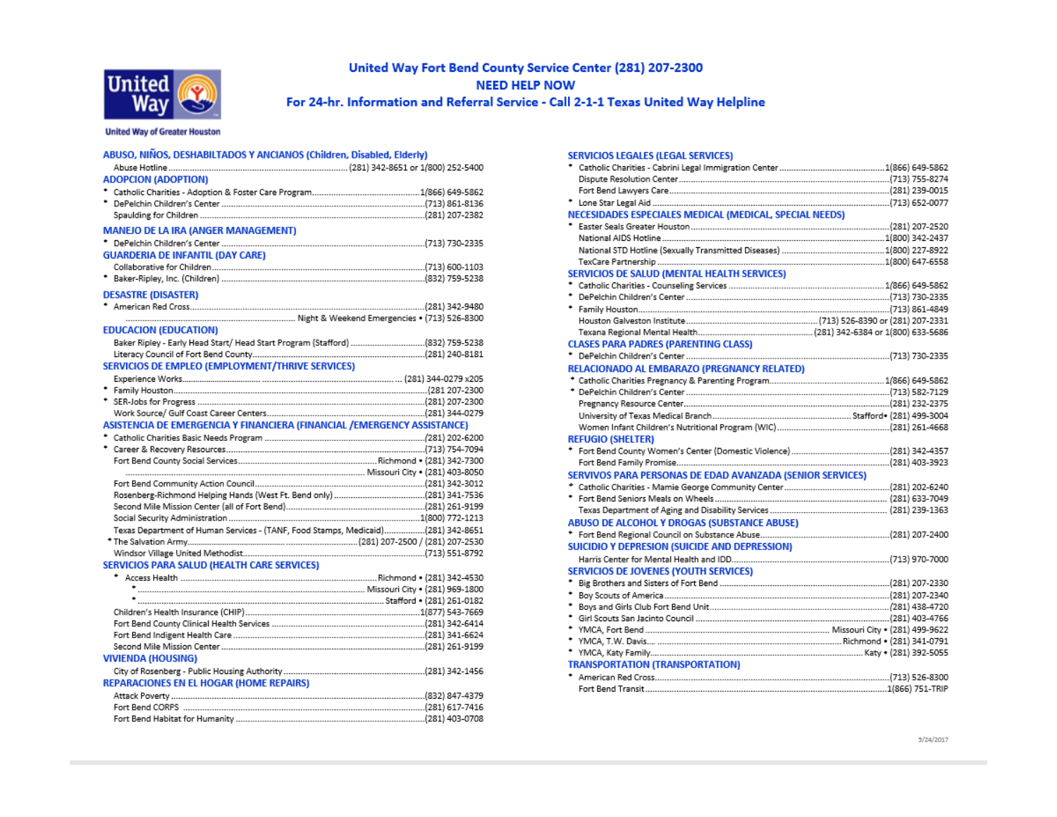# United Way Fort Bend County Service Center (281) 207-2300

## NEED HELP NOW

## For 24-hr. Information and Referral Service - Call 2-1-1 Texas United Way Helpline

United Way of Greater Houston

### ABUSO, NIÑOS, DESHABILTADOS Y ANCIANOS (Children, Disabled, Elderly)

- Abuse Hotline ........ (281) 342-8651 or 1/(800) 252-5400

### ADOPCION (ADOPTION)

- • Catholic Charities - Adoption & Foster Care Program ........ 1/(866) 649-5862
- • DePelchin Children's Center ........ (713) 861-8136
- Spaulding for Children ........ (281) 207-2382

### MANEJO DE LA IRA (ANGER MANAGEMENT)

- • DePelchin Children's Center ........ (713) 730-2335

### GUARDERIA DE INFANTIL (DAY CARE)

- Collaborative for Children ........ (713) 600-1103
- • Baker-Ripley, Inc. (Children) ........ (832) 759-5238

### DESASTRE (DISASTER)

- • American Red Cross ........ (281) 342-9480
- ........ Night & Weekend Emergencies • (713) 526-8300

### EDUCACION (EDUCATION)

- Baker Ripley - Early Head Start/ Head Start Program (Stafford) ........ (832) 759-5238
- Literacy Council of Fort Bend County ........ (281) 240-8181

### SERVICIOS DE EMPLEO (EMPLOYMENT/THRIVE SERVICES)

- Experience Works ........ (281) 344-0279 x205
- • Family Houston ........ (281 207-2300
- • SER-Jobs for Progress ........ (281) 207-2300
- Work Source/ Gulf Coast Career Centers ........ (281) 344-0279

### ASISTENCIA DE EMERGENCIA Y FINANCIERA (FINANCIAL /EMERGENCY ASSISTANCE)

- • Catholic Charities Basic Needs Program ........ (281) 202-6200
- • Career & Recovery Resources ........ (713) 754-7094
- Fort Bend County Social Services ........ Richmond • (281) 342-7300
- ........ Missouri City • (281) 403-8050
- Fort Bend Community Action Council ........ (281) 342-3012
- Rosenberg-Richmond Helping Hands (West Ft. Bend only) ........ (281) 341-7536
- Second Mile Mission Center (all of Fort Bend) ........ (281) 261-9199
- Social Security Administration ........ 1(800) 772-1213
- Texas Department of Human Services - (TANF, Food Stamps, Medicaid) ........ (281) 342-8651
- • The Salvation Army ........ (281) 207-2500 / (281) 207-2530
- Windsor Village United Methodist ........ (713) 551-8792

### SERVICIOS PARA SALUD (HEALTH CARE SERVICES)

- • Access Health ........ Richmond • (281) 342-4530
- • ........ Missouri City • (281) 969-1800
- • ........ Stafford • (281) 261-0182
- Children's Health Insurance (CHIP) ........ 1(877) 543-7669
- Fort Bend County Clinical Health Services ........ (281) 342-6414
- Fort Bend Indigent Health Care ........ (281) 341-6624
- Second Mile Mission Center ........ (281) 261-9199

### VIVIENDA (HOUSING)

- City of Rosenberg - Public Housing Authority ........ (281) 342-1456

### REPARACIONES EN EL HOGAR (HOME REPAIRS)

- Attack Poverty ........ (832) 847-4379
- Fort Bend CORPS ........ (281) 617-7416
- Fort Bend Habitat for Humanity ........ (281) 403-0708

### SERVICIOS LEGALES (LEGAL SERVICES)

- • Catholic Charities - Cabrini Legal Immigration Center ........ 1(866) 649-5862
- Dispute Resolution Center ........ (713) 755-8274
- Fort Bend Lawyers Care ........ (281) 239-0015
- • Lone Star Legal Aid ........ (713) 652-0077

### NECESIDADES ESPECIALES MEDICAL (MEDICAL, SPECIAL NEEDS)

- • Easter Seals Greater Houston ........ (281) 207-2520
- National AIDS Hotline ........ 1(800) 342-2437
- National STD Hotline (Sexually Transmitted Diseases) ........ 1(800) 227-8922
- TexCare Partnership ........ 1(800) 647-6558

### SERVICIOS DE SALUD (MENTAL HEALTH SERVICES)

- • Catholic Charities - Counseling Services ........ 1(866) 649-5862
- • DePelchin Children's Center ........ (713) 730-2335
- • Family Houston ........ (713) 861-4849
- Houston Galveston Institute ........ (713) 526-8390 or (281) 207-2331
- Texana Regional Mental Health ........ (281) 342-6384 or 1(800) 633-5686

### CLASES PARA PADRES (PARENTING CLASS)

- • DePelchin Children's Center ........ (713) 730-2335

### RELACIONADO AL EMBARAZO (PREGNANCY RELATED)

- • Catholic Charities Pregnancy & Parenting Program ........ 1/(866) 649-5862
- • DePelchin Children's Center ........ (713) 582-7129
- Pregnancy Resource Center ........ (281) 232-2375
- University of Texas Medical Branch ........ Stafford• (281) 499-3004
- Women Infant Children's Nutritional Program (WIC) ........ (281) 261-4668

### REFUGIO (SHELTER)

- • Fort Bend County Women's Center (Domestic Violence) ........ (281) 342-4357
- Fort Bend Family Promise ........ (281) 403-3923

### SERVIVOS PARA PERSONAS DE EDAD AVANZADA (SENIOR SERVICES)

- • Catholic Charities - Mamie George Community Center ........ (281) 202-6240
- • Fort Bend Seniors Meals on Wheels ........ (281) 633-7049
- Texas Department of Aging and Disability Services ........ (281) 239-1363

### ABUSO DE ALCOHOL Y DROGAS (SUBSTANCE ABUSE)

- • Fort Bend Regional Council on Substance Abuse ........ (281) 207-2400

### SUICIDIO Y DEPRESION (SUICIDE AND DEPRESSION)

- Harris Center for Mental Health and IDD ........ (713) 970-7000

### SERVICIOS DE JOVENES (YOUTH SERVICES)

- • Big Brothers and Sisters of Fort Bend ........ (281) 207-2330
- • Boy Scouts of America ........ (281) 207-2340
- • Boys and Girls Club Fort Bend Unit ........ (281) 438-4720
- • Girl Scouts San Jacinto Council ........ (281) 403-4766
- • YMCA, Fort Bend ........ Missouri City • (281) 499-9622
- • YMCA, T.W. Davis ........ Richmond • (281) 341-0791
- • YMCA, Katy Family ........ Katy • (281) 392-5055

### TRANSPORTATION (TRANSPORTATION)

- • American Red Cross ........ (713) 526-8300
- Fort Bend Transit ........ 1(866) 751-TRIP

5/24/2017